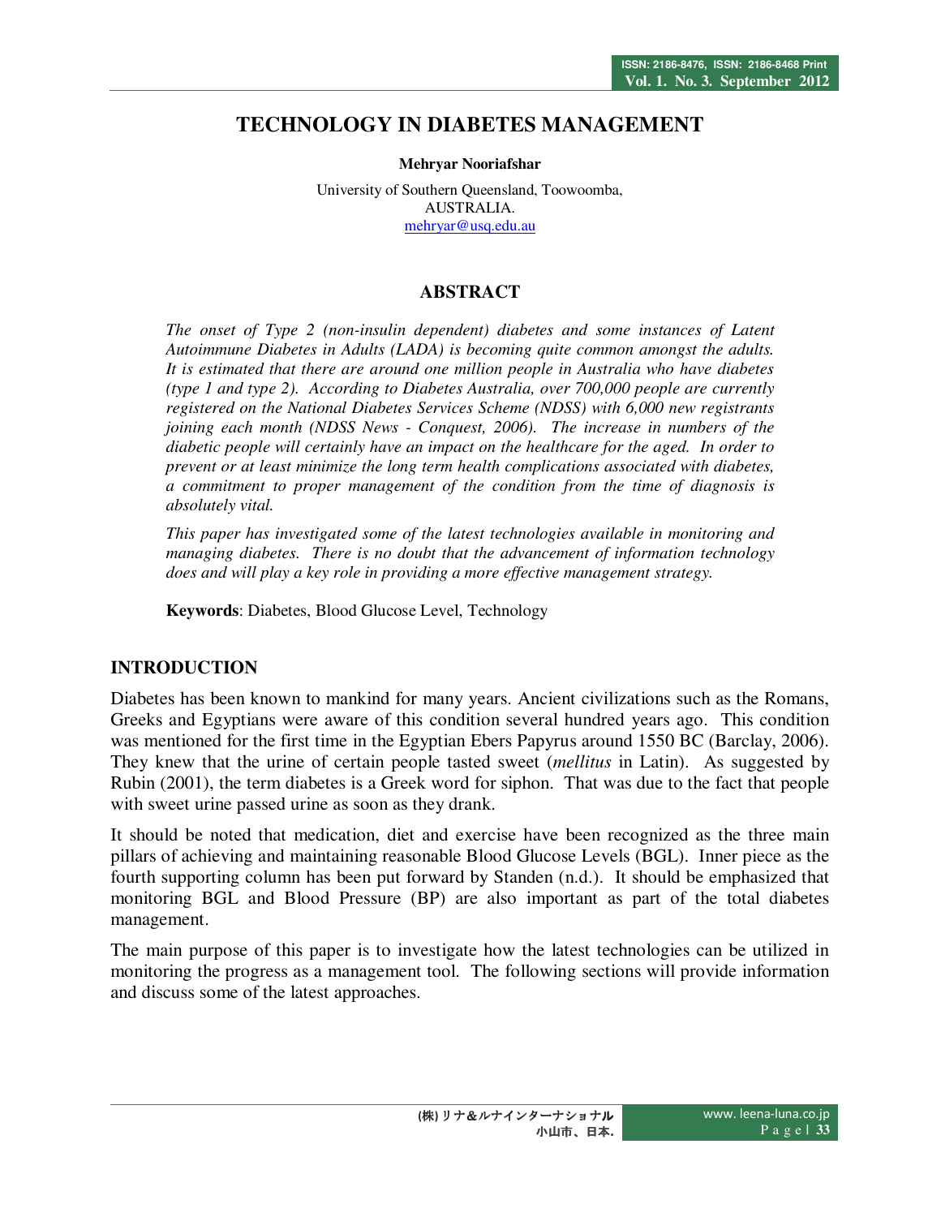# TECHNOLOGY IN DIABETES MANAGEMENT

**Mehryar Nooriafshar**

University of Southern Queensland, Toowoomba,
AUSTRALIA.
mehryar@usq.edu.au

## ABSTRACT

*The onset of Type 2 (non-insulin dependent) diabetes and some instances of Latent Autoimmune Diabetes in Adults (LADA) is becoming quite common amongst the adults. It is estimated that there are around one million people in Australia who have diabetes (type 1 and type 2). According to Diabetes Australia, over 700,000 people are currently registered on the National Diabetes Services Scheme (NDSS) with 6,000 new registrants joining each month (NDSS News - Conquest, 2006). The increase in numbers of the diabetic people will certainly have an impact on the healthcare for the aged. In order to prevent or at least minimize the long term health complications associated with diabetes, a commitment to proper management of the condition from the time of diagnosis is absolutely vital.*

*This paper has investigated some of the latest technologies available in monitoring and managing diabetes. There is no doubt that the advancement of information technology does and will play a key role in providing a more effective management strategy.*

**Keywords**: Diabetes, Blood Glucose Level, Technology

## INTRODUCTION

Diabetes has been known to mankind for many years. Ancient civilizations such as the Romans, Greeks and Egyptians were aware of this condition several hundred years ago. This condition was mentioned for the first time in the Egyptian Ebers Papyrus around 1550 BC (Barclay, 2006). They knew that the urine of certain people tasted sweet (*mellitus* in Latin). As suggested by Rubin (2001), the term diabetes is a Greek word for siphon. That was due to the fact that people with sweet urine passed urine as soon as they drank.

It should be noted that medication, diet and exercise have been recognized as the three main pillars of achieving and maintaining reasonable Blood Glucose Levels (BGL). Inner piece as the fourth supporting column has been put forward by Standen (n.d.). It should be emphasized that monitoring BGL and Blood Pressure (BP) are also important as part of the total diabetes management.

The main purpose of this paper is to investigate how the latest technologies can be utilized in monitoring the progress as a management tool. The following sections will provide information and discuss some of the latest approaches.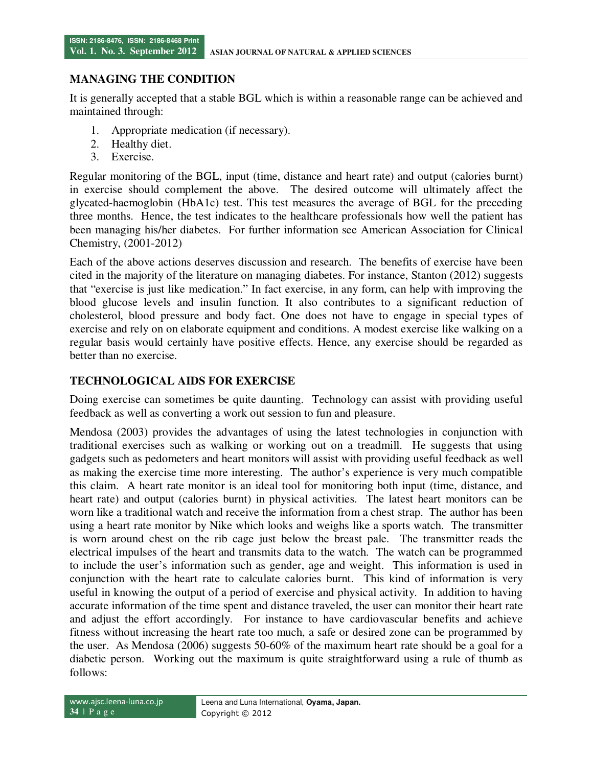## MANAGING THE CONDITION

It is generally accepted that a stable BGL which is within a reasonable range can be achieved and maintained through:

1. Appropriate medication (if necessary).
2. Healthy diet.
3. Exercise.

Regular monitoring of the BGL, input (time, distance and heart rate) and output (calories burnt) in exercise should complement the above. The desired outcome will ultimately affect the glycated-haemoglobin (HbA1c) test. This test measures the average of BGL for the preceding three months. Hence, the test indicates to the healthcare professionals how well the patient has been managing his/her diabetes. For further information see American Association for Clinical Chemistry, (2001-2012)

Each of the above actions deserves discussion and research. The benefits of exercise have been cited in the majority of the literature on managing diabetes. For instance, Stanton (2012) suggests that "exercise is just like medication." In fact exercise, in any form, can help with improving the blood glucose levels and insulin function. It also contributes to a significant reduction of cholesterol, blood pressure and body fact. One does not have to engage in special types of exercise and rely on on elaborate equipment and conditions. A modest exercise like walking on a regular basis would certainly have positive effects. Hence, any exercise should be regarded as better than no exercise.

## TECHNOLOGICAL AIDS FOR EXERCISE

Doing exercise can sometimes be quite daunting. Technology can assist with providing useful feedback as well as converting a work out session to fun and pleasure.

Mendosa (2003) provides the advantages of using the latest technologies in conjunction with traditional exercises such as walking or working out on a treadmill. He suggests that using gadgets such as pedometers and heart monitors will assist with providing useful feedback as well as making the exercise time more interesting. The author's experience is very much compatible this claim. A heart rate monitor is an ideal tool for monitoring both input (time, distance, and heart rate) and output (calories burnt) in physical activities. The latest heart monitors can be worn like a traditional watch and receive the information from a chest strap. The author has been using a heart rate monitor by Nike which looks and weighs like a sports watch. The transmitter is worn around chest on the rib cage just below the breast pale. The transmitter reads the electrical impulses of the heart and transmits data to the watch. The watch can be programmed to include the user's information such as gender, age and weight. This information is used in conjunction with the heart rate to calculate calories burnt. This kind of information is very useful in knowing the output of a period of exercise and physical activity. In addition to having accurate information of the time spent and distance traveled, the user can monitor their heart rate and adjust the effort accordingly. For instance to have cardiovascular benefits and achieve fitness without increasing the heart rate too much, a safe or desired zone can be programmed by the user. As Mendosa (2006) suggests 50-60% of the maximum heart rate should be a goal for a diabetic person. Working out the maximum is quite straightforward using a rule of thumb as follows: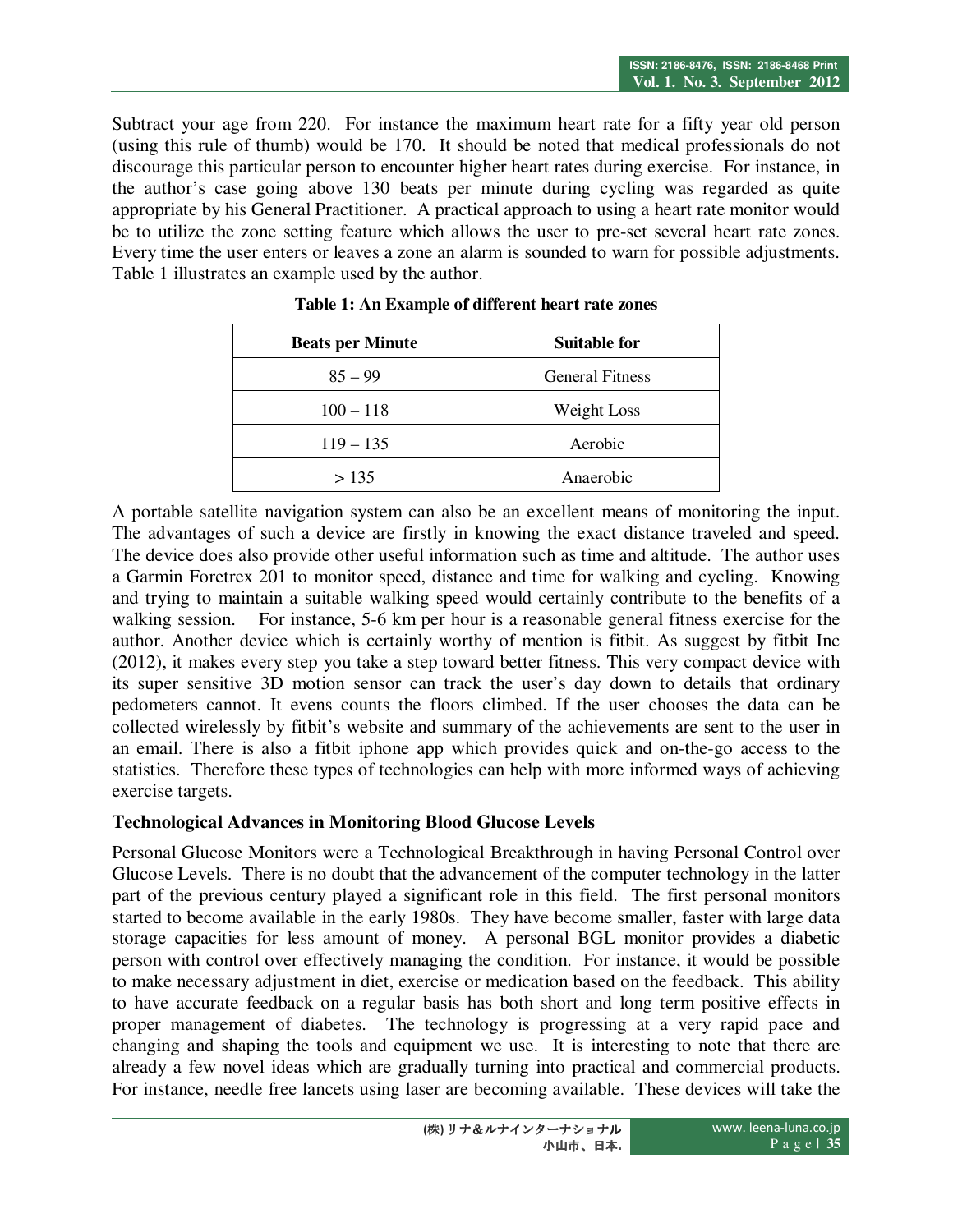Subtract your age from 220. For instance the maximum heart rate for a fifty year old person (using this rule of thumb) would be 170. It should be noted that medical professionals do not discourage this particular person to encounter higher heart rates during exercise. For instance, in the author's case going above 130 beats per minute during cycling was regarded as quite appropriate by his General Practitioner. A practical approach to using a heart rate monitor would be to utilize the zone setting feature which allows the user to pre-set several heart rate zones. Every time the user enters or leaves a zone an alarm is sounded to warn for possible adjustments. Table 1 illustrates an example used by the author.

**Table 1: An Example of different heart rate zones**

| Beats per Minute | Suitable for |
|---|---|
| 85 – 99 | General Fitness |
| 100 – 118 | Weight Loss |
| 119 – 135 | Aerobic |
| > 135 | Anaerobic |

A portable satellite navigation system can also be an excellent means of monitoring the input. The advantages of such a device are firstly in knowing the exact distance traveled and speed. The device does also provide other useful information such as time and altitude. The author uses a Garmin Foretrex 201 to monitor speed, distance and time for walking and cycling. Knowing and trying to maintain a suitable walking speed would certainly contribute to the benefits of a walking session. For instance, 5-6 km per hour is a reasonable general fitness exercise for the author. Another device which is certainly worthy of mention is fitbit. As suggest by fitbit Inc (2012), it makes every step you take a step toward better fitness. This very compact device with its super sensitive 3D motion sensor can track the user's day down to details that ordinary pedometers cannot. It evens counts the floors climbed. If the user chooses the data can be collected wirelessly by fitbit's website and summary of the achievements are sent to the user in an email. There is also a fitbit iphone app which provides quick and on-the-go access to the statistics. Therefore these types of technologies can help with more informed ways of achieving exercise targets.

### Technological Advances in Monitoring Blood Glucose Levels

Personal Glucose Monitors were a Technological Breakthrough in having Personal Control over Glucose Levels. There is no doubt that the advancement of the computer technology in the latter part of the previous century played a significant role in this field. The first personal monitors started to become available in the early 1980s. They have become smaller, faster with large data storage capacities for less amount of money. A personal BGL monitor provides a diabetic person with control over effectively managing the condition. For instance, it would be possible to make necessary adjustment in diet, exercise or medication based on the feedback. This ability to have accurate feedback on a regular basis has both short and long term positive effects in proper management of diabetes. The technology is progressing at a very rapid pace and changing and shaping the tools and equipment we use. It is interesting to note that there are already a few novel ideas which are gradually turning into practical and commercial products. For instance, needle free lancets using laser are becoming available. These devices will take the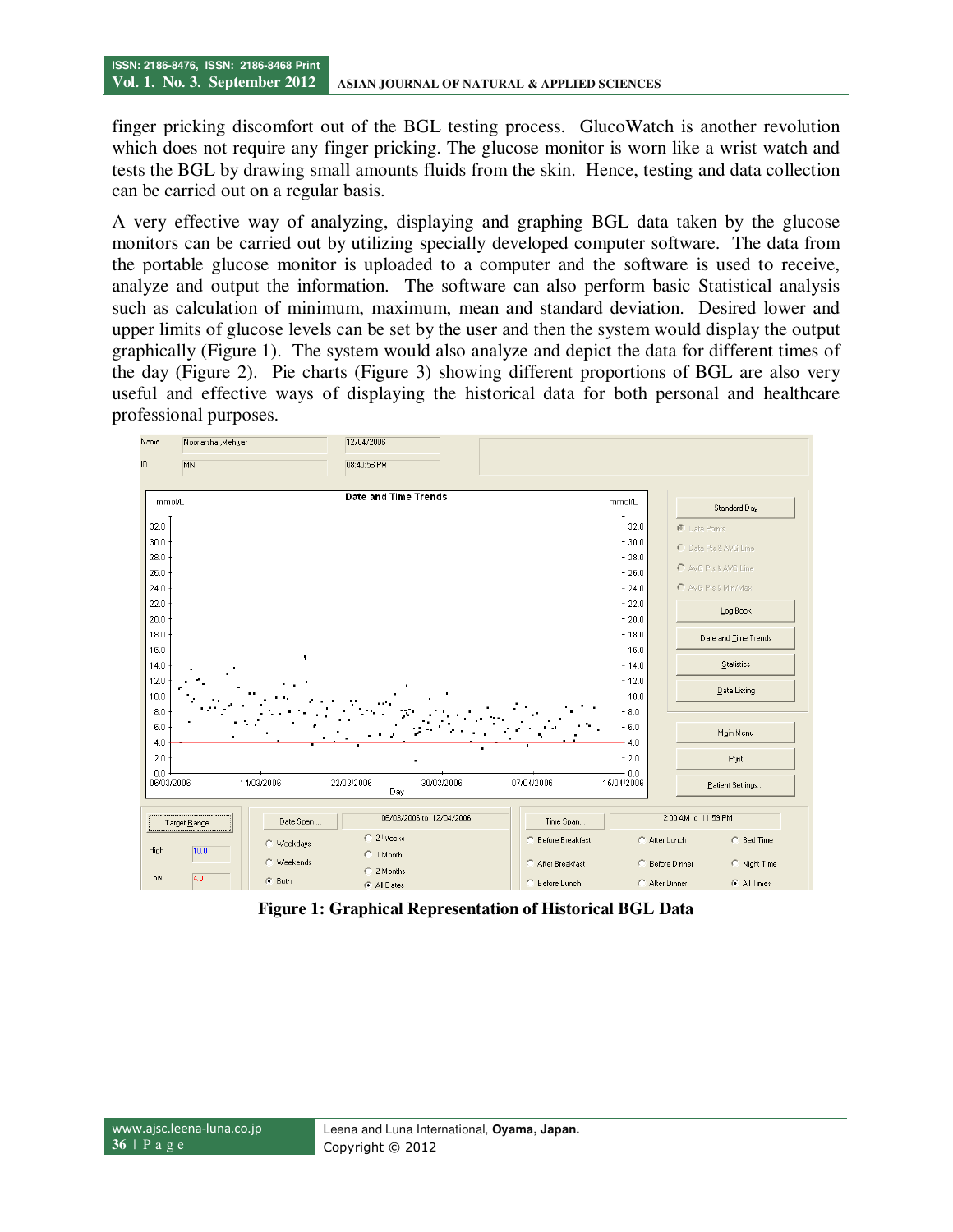finger pricking discomfort out of the BGL testing process. GlucoWatch is another revolution which does not require any finger pricking. The glucose monitor is worn like a wrist watch and tests the BGL by drawing small amounts fluids from the skin. Hence, testing and data collection can be carried out on a regular basis.

A very effective way of analyzing, displaying and graphing BGL data taken by the glucose monitors can be carried out by utilizing specially developed computer software. The data from the portable glucose monitor is uploaded to a computer and the software is used to receive, analyze and output the information. The software can also perform basic Statistical analysis such as calculation of minimum, maximum, mean and standard deviation. Desired lower and upper limits of glucose levels can be set by the user and then the system would display the output graphically (Figure 1). The system would also analyze and depict the data for different times of the day (Figure 2). Pie charts (Figure 3) showing different proportions of BGL are also very useful and effective ways of displaying the historical data for both personal and healthcare professional purposes.

**Figure 1: Graphical Representation of Historical BGL Data**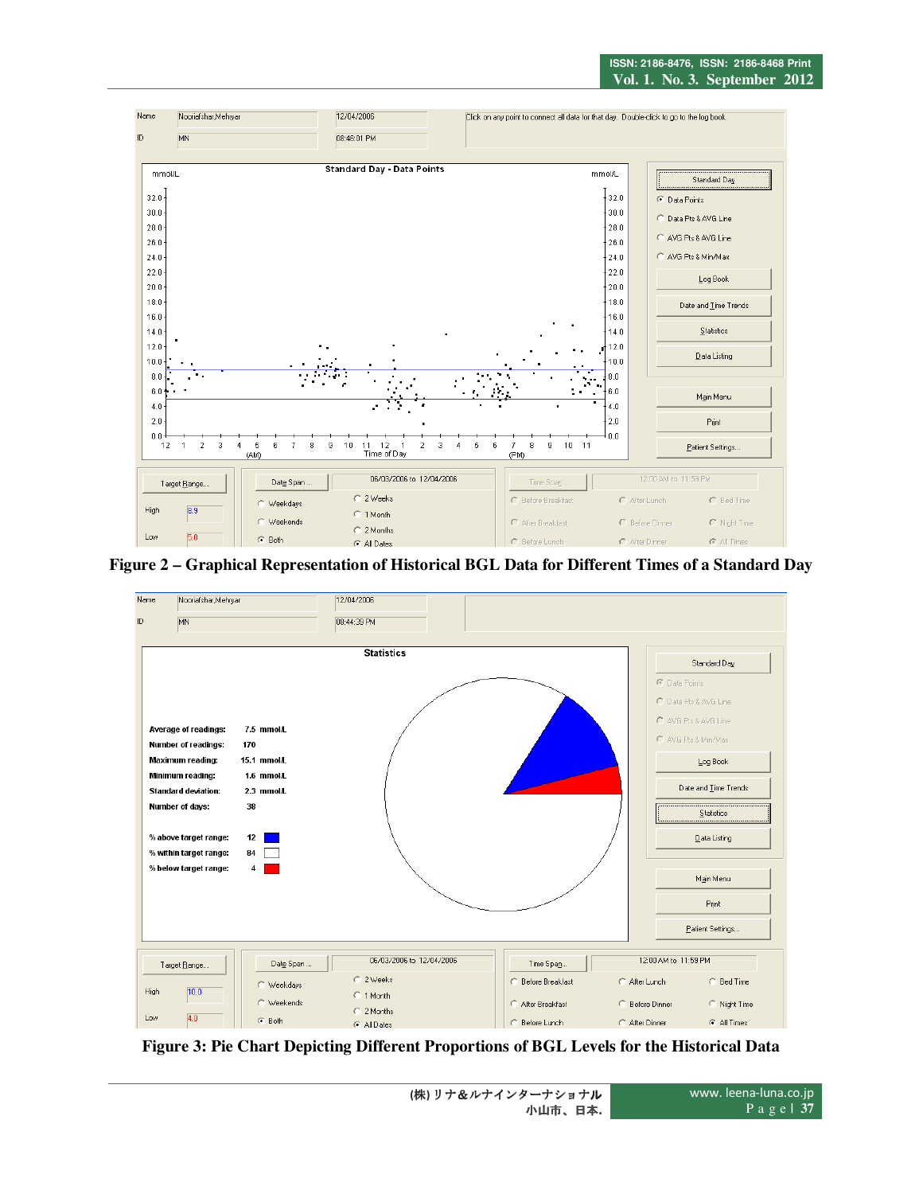**Figure 2 – Graphical Representation of Historical BGL Data for Different Times of a Standard Day**

**Figure 3: Pie Chart Depicting Different Proportions of BGL Levels for the Historical Data**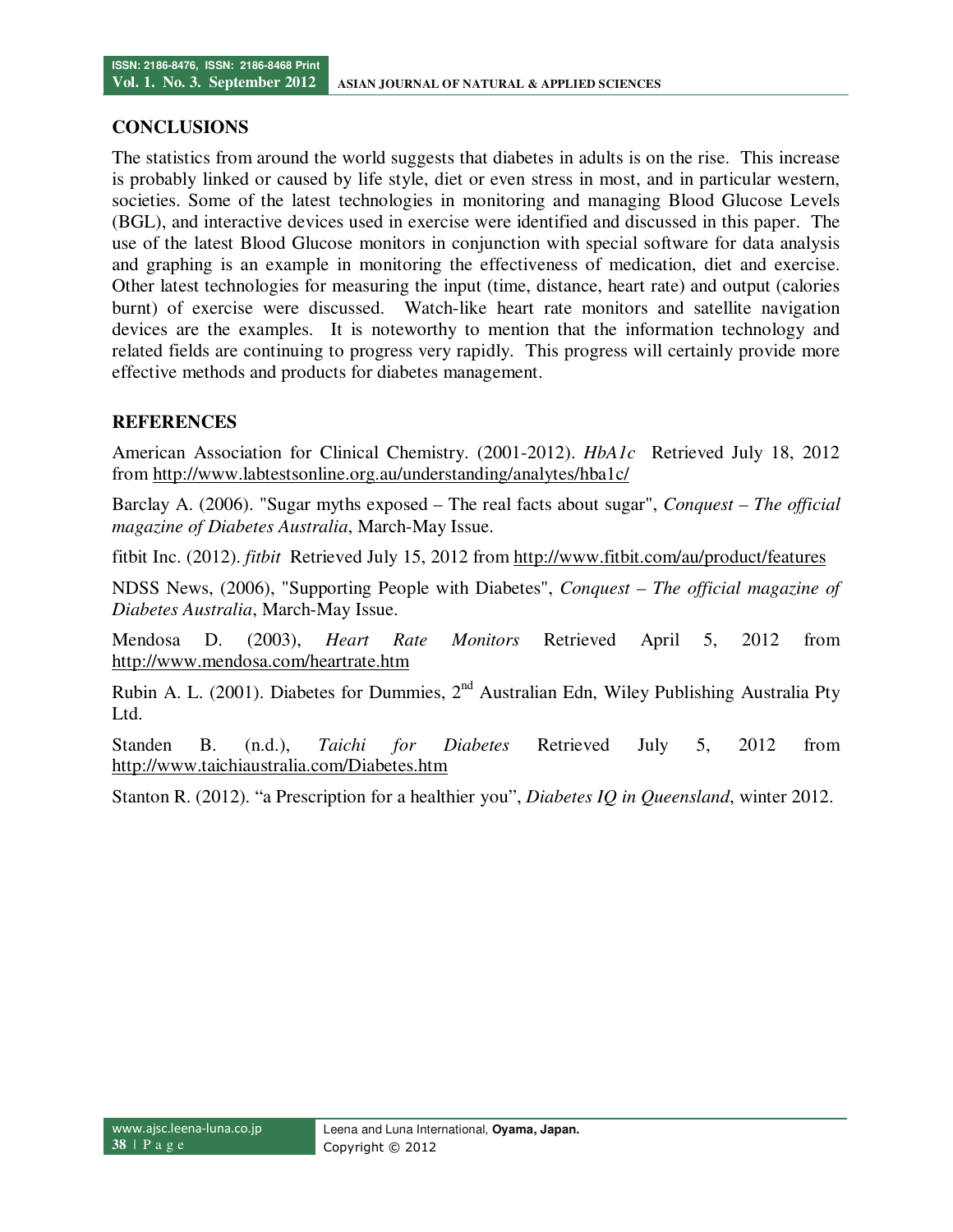## CONCLUSIONS

The statistics from around the world suggests that diabetes in adults is on the rise. This increase is probably linked or caused by life style, diet or even stress in most, and in particular western, societies. Some of the latest technologies in monitoring and managing Blood Glucose Levels (BGL), and interactive devices used in exercise were identified and discussed in this paper. The use of the latest Blood Glucose monitors in conjunction with special software for data analysis and graphing is an example in monitoring the effectiveness of medication, diet and exercise. Other latest technologies for measuring the input (time, distance, heart rate) and output (calories burnt) of exercise were discussed. Watch-like heart rate monitors and satellite navigation devices are the examples. It is noteworthy to mention that the information technology and related fields are continuing to progress very rapidly. This progress will certainly provide more effective methods and products for diabetes management.

## REFERENCES

American Association for Clinical Chemistry. (2001-2012). *HbA1c* Retrieved July 18, 2012 from http://www.labtestsonline.org.au/understanding/analytes/hba1c/

Barclay A. (2006). "Sugar myths exposed – The real facts about sugar", *Conquest – The official magazine of Diabetes Australia*, March-May Issue.

fitbit Inc. (2012). *fitbit* Retrieved July 15, 2012 from http://www.fitbit.com/au/product/features

NDSS News, (2006), "Supporting People with Diabetes", *Conquest – The official magazine of Diabetes Australia*, March-May Issue.

Mendosa D. (2003), *Heart Rate Monitors* Retrieved April 5, 2012 from http://www.mendosa.com/heartrate.htm

Rubin A. L. (2001). Diabetes for Dummies, 2nd Australian Edn, Wiley Publishing Australia Pty Ltd.

Standen B. (n.d.), *Taichi for Diabetes* Retrieved July 5, 2012 from http://www.taichiaustralia.com/Diabetes.htm

Stanton R. (2012). "a Prescription for a healthier you", *Diabetes IQ in Queensland*, winter 2012.